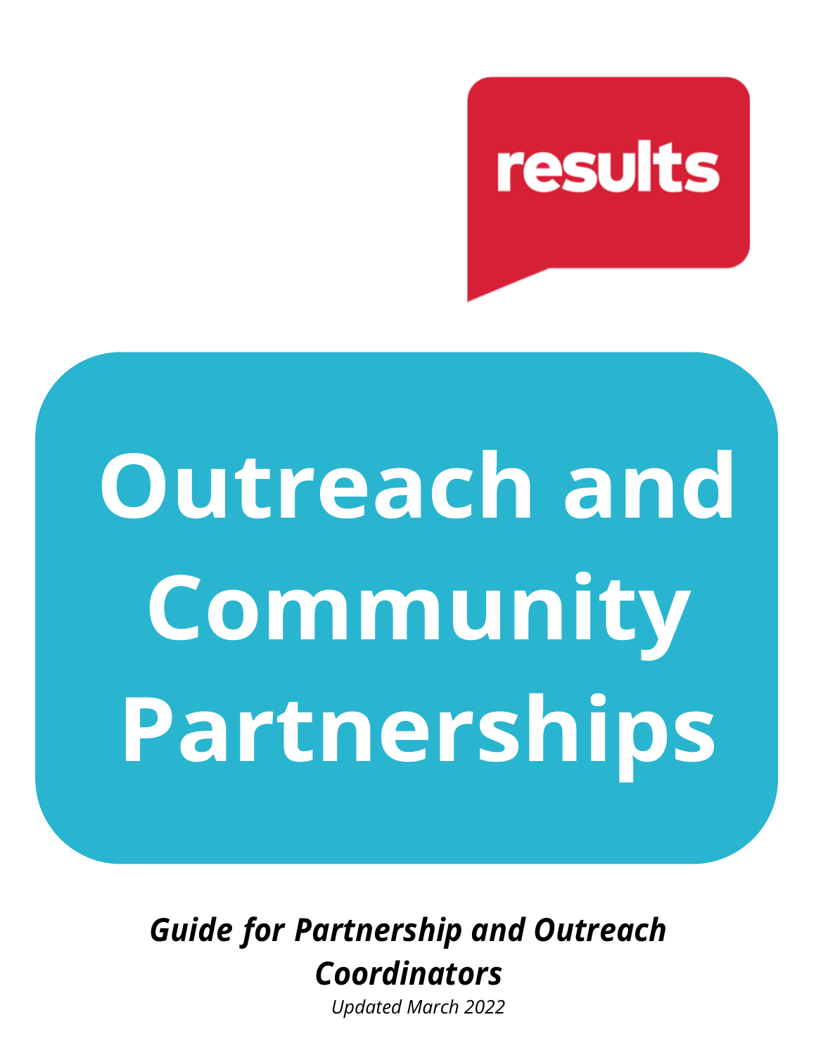results

# Outreach and Community Partnerships

***Guide for Partnership and Outreach Coordinators***

*Updated March 2022*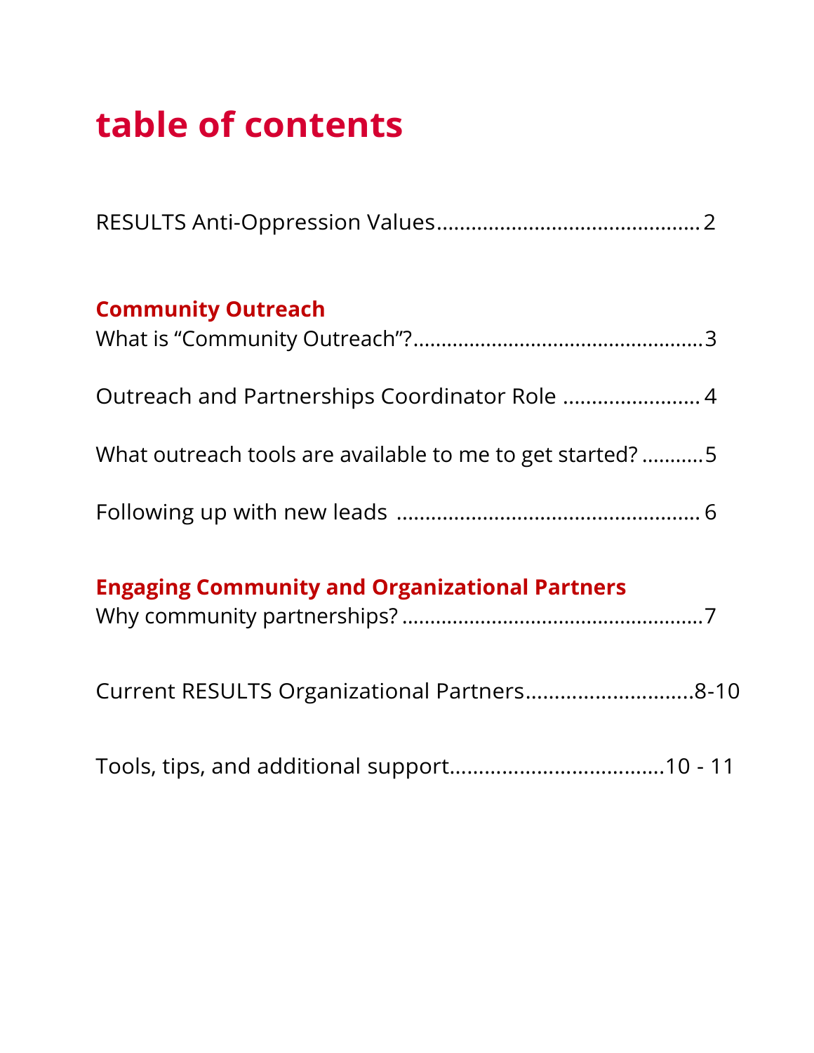# table of contents

RESULTS Anti-Oppression Values............................................2

## Community Outreach

What is "Community Outreach"?..................................................3

Outreach and Partnerships Coordinator Role ........................4

What outreach tools are available to me to get started? ...........5

Following up with new leads ....................................................6

## Engaging Community and Organizational Partners

Why community partnerships? ....................................................7

Current RESULTS Organizational Partners............................8-10

Tools, tips, and additional support....................................10 - 11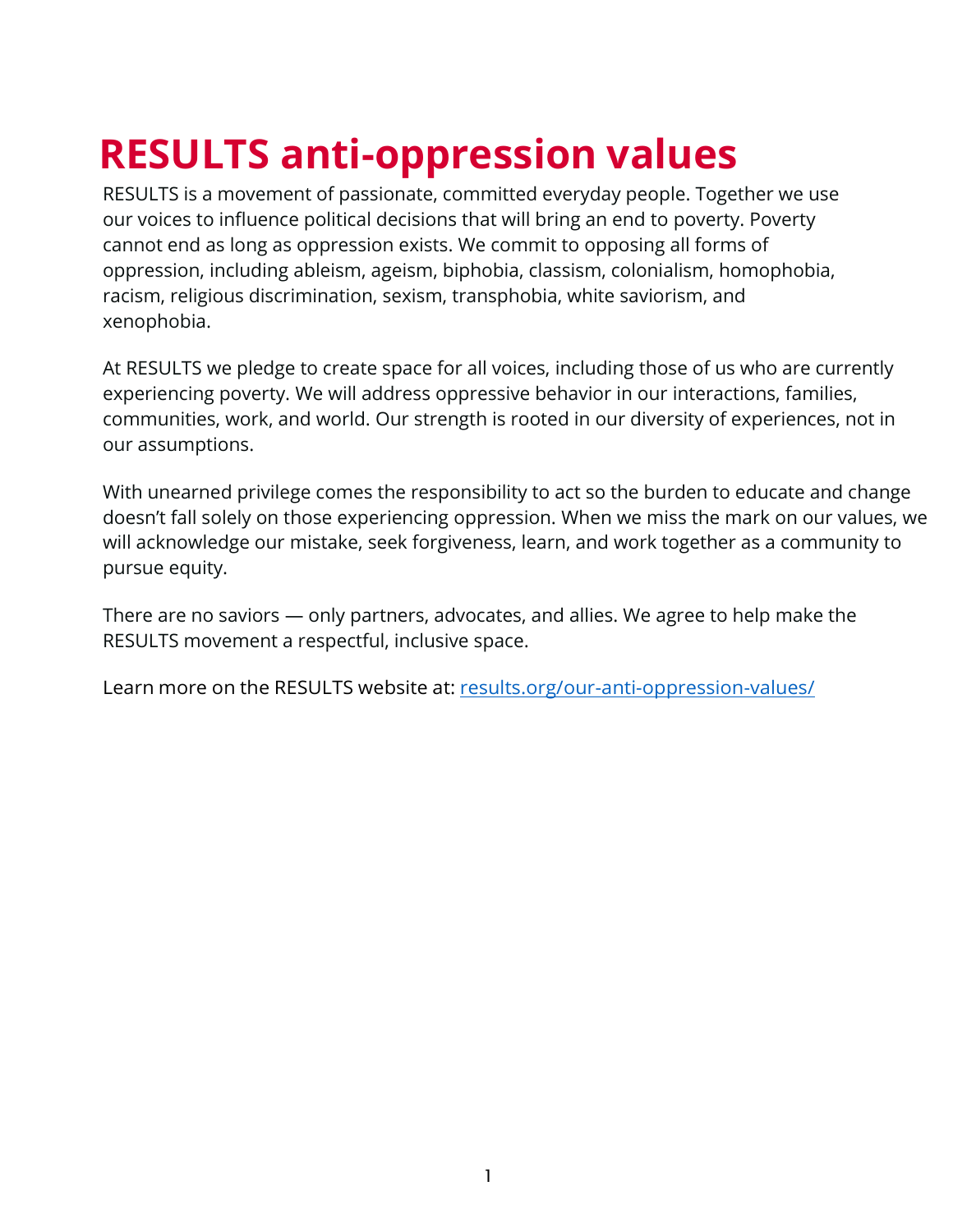# RESULTS anti-oppression values

RESULTS is a movement of passionate, committed everyday people. Together we use our voices to influence political decisions that will bring an end to poverty. Poverty cannot end as long as oppression exists. We commit to opposing all forms of oppression, including ableism, ageism, biphobia, classism, colonialism, homophobia, racism, religious discrimination, sexism, transphobia, white saviorism, and xenophobia.

At RESULTS we pledge to create space for all voices, including those of us who are currently experiencing poverty. We will address oppressive behavior in our interactions, families, communities, work, and world. Our strength is rooted in our diversity of experiences, not in our assumptions.

With unearned privilege comes the responsibility to act so the burden to educate and change doesn't fall solely on those experiencing oppression. When we miss the mark on our values, we will acknowledge our mistake, seek forgiveness, learn, and work together as a community to pursue equity.

There are no saviors — only partners, advocates, and allies. We agree to help make the RESULTS movement a respectful, inclusive space.

Learn more on the RESULTS website at: [results.org/our-anti-oppression-values/](https://results.org/our-anti-oppression-values/)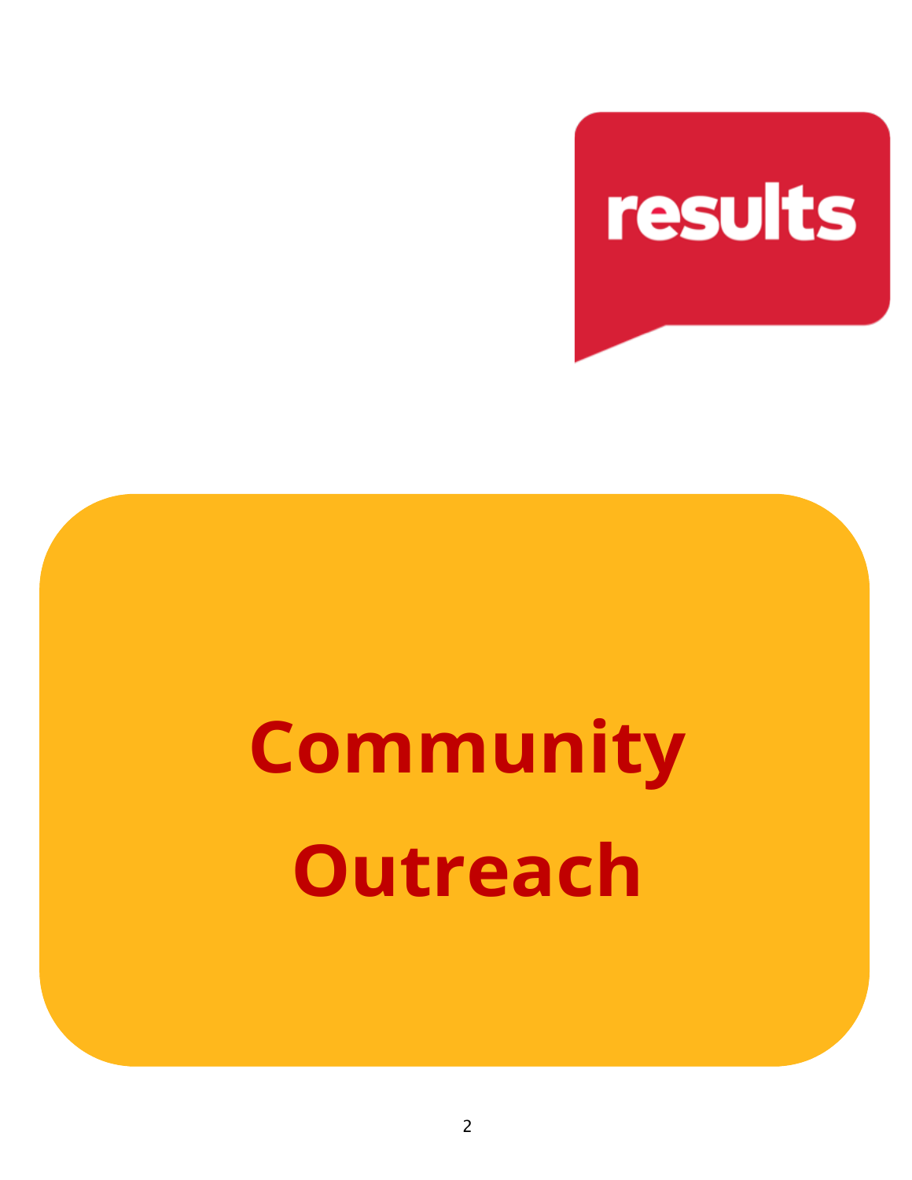results

# Community Outreach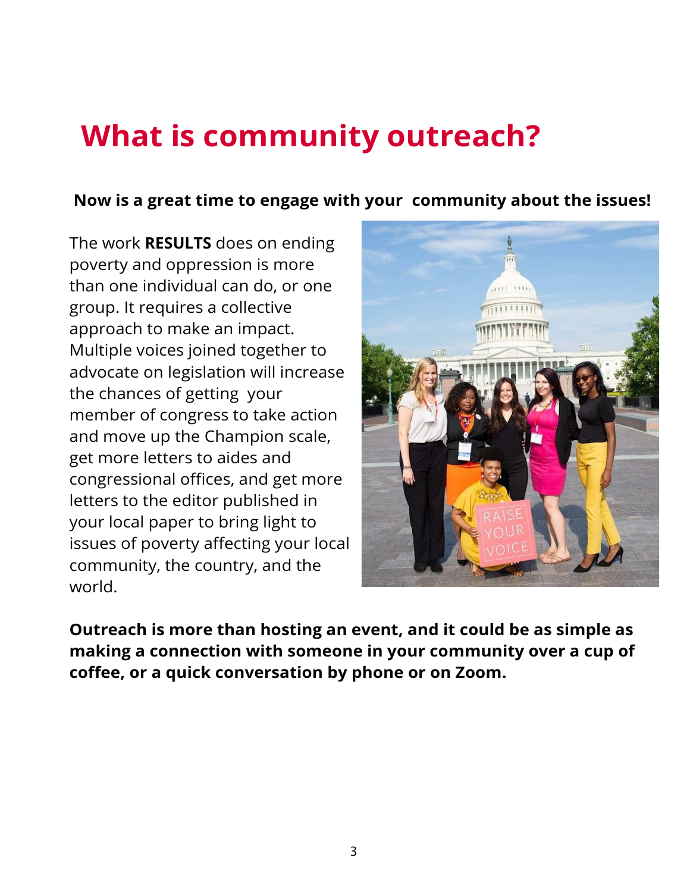# What is community outreach?

**Now is a great time to engage with your community about the issues!**

The work **RESULTS** does on ending poverty and oppression is more than one individual can do, or one group. It requires a collective approach to make an impact. Multiple voices joined together to advocate on legislation will increase the chances of getting your member of congress to take action and move up the Champion scale, get more letters to aides and congressional offices, and get more letters to the editor published in your local paper to bring light to issues of poverty affecting your local community, the country, and the world.

**Outreach is more than hosting an event, and it could be as simple as making a connection with someone in your community over a cup of coffee, or a quick conversation by phone or on Zoom.**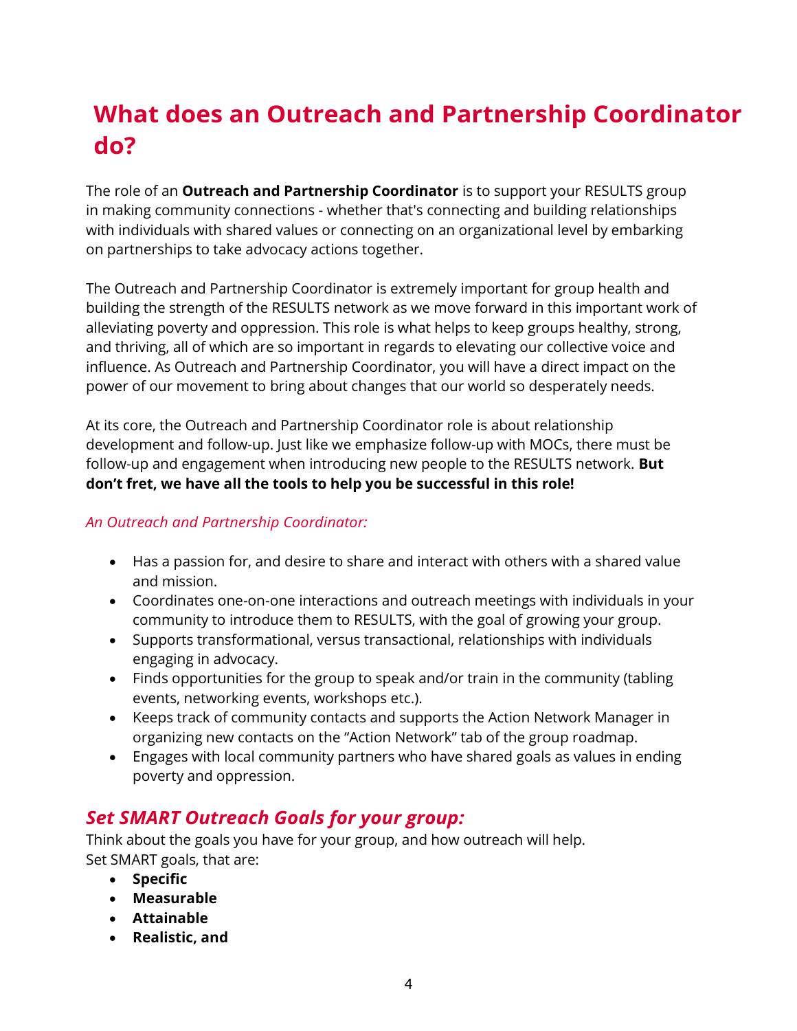# What does an Outreach and Partnership Coordinator do?

The role of an **Outreach and Partnership Coordinator** is to support your RESULTS group in making community connections - whether that's connecting and building relationships with individuals with shared values or connecting on an organizational level by embarking on partnerships to take advocacy actions together.

The Outreach and Partnership Coordinator is extremely important for group health and building the strength of the RESULTS network as we move forward in this important work of alleviating poverty and oppression. This role is what helps to keep groups healthy, strong, and thriving, all of which are so important in regards to elevating our collective voice and influence. As Outreach and Partnership Coordinator, you will have a direct impact on the power of our movement to bring about changes that our world so desperately needs.

At its core, the Outreach and Partnership Coordinator role is about relationship development and follow-up. Just like we emphasize follow-up with MOCs, there must be follow-up and engagement when introducing new people to the RESULTS network. **But don't fret, we have all the tools to help you be successful in this role!**

*An Outreach and Partnership Coordinator:*

- Has a passion for, and desire to share and interact with others with a shared value and mission.
- Coordinates one-on-one interactions and outreach meetings with individuals in your community to introduce them to RESULTS, with the goal of growing your group.
- Supports transformational, versus transactional, relationships with individuals engaging in advocacy.
- Finds opportunities for the group to speak and/or train in the community (tabling events, networking events, workshops etc.).
- Keeps track of community contacts and supports the Action Network Manager in organizing new contacts on the "Action Network" tab of the group roadmap.
- Engages with local community partners who have shared goals as values in ending poverty and oppression.

## *Set SMART Outreach Goals for your group:*

Think about the goals you have for your group, and how outreach will help.
Set SMART goals, that are:

- **Specific**
- **Measurable**
- **Attainable**
- **Realistic, and**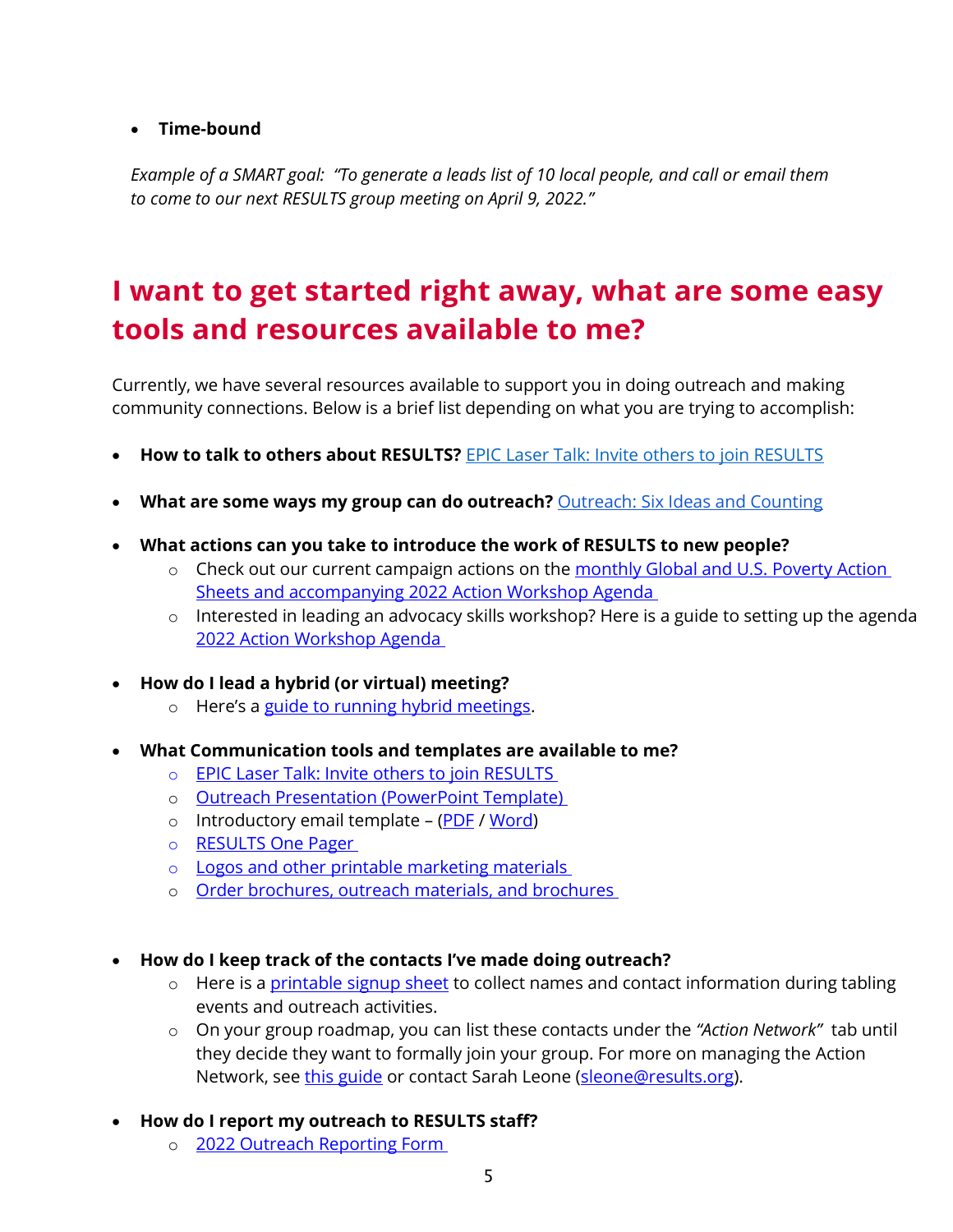- **Time-bound**

*Example of a SMART goal: "To generate a leads list of 10 local people, and call or email them to come to our next RESULTS group meeting on April 9, 2022."*

## I want to get started right away, what are some easy tools and resources available to me?

Currently, we have several resources available to support you in doing outreach and making community connections. Below is a brief list depending on what you are trying to accomplish:

- **How to talk to others about RESULTS?** EPIC Laser Talk: Invite others to join RESULTS
- **What are some ways my group can do outreach?** Outreach: Six Ideas and Counting
- **What actions can you take to introduce the work of RESULTS to new people?**
  - Check out our current campaign actions on the monthly Global and U.S. Poverty Action Sheets and accompanying 2022 Action Workshop Agenda
  - Interested in leading an advocacy skills workshop? Here is a guide to setting up the agenda 2022 Action Workshop Agenda
- **How do I lead a hybrid (or virtual) meeting?**
  - Here's a guide to running hybrid meetings.
- **What Communication tools and templates are available to me?**
  - EPIC Laser Talk: Invite others to join RESULTS
  - Outreach Presentation (PowerPoint Template)
  - Introductory email template – (PDF / Word)
  - RESULTS One Pager
  - Logos and other printable marketing materials
  - Order brochures, outreach materials, and brochures
- **How do I keep track of the contacts I've made doing outreach?**
  - Here is a printable signup sheet to collect names and contact information during tabling events and outreach activities.
  - On your group roadmap, you can list these contacts under the *"Action Network"* tab until they decide they want to formally join your group. For more on managing the Action Network, see this guide or contact Sarah Leone (sleone@results.org).
- **How do I report my outreach to RESULTS staff?**
  - 2022 Outreach Reporting Form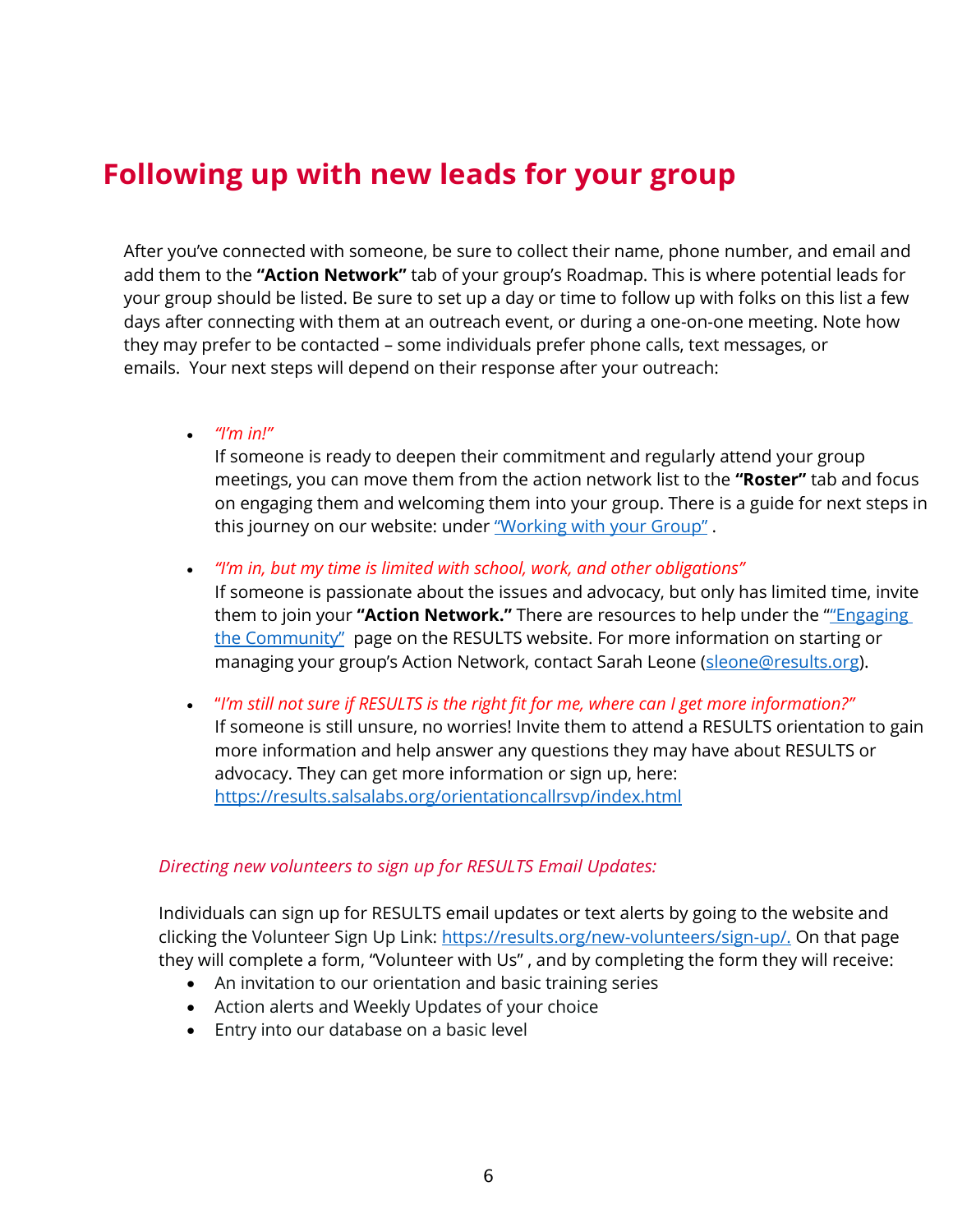# Following up with new leads for your group

After you've connected with someone, be sure to collect their name, phone number, and email and add them to the **"Action Network"** tab of your group's Roadmap. This is where potential leads for your group should be listed. Be sure to set up a day or time to follow up with folks on this list a few days after connecting with them at an outreach event, or during a one-on-one meeting. Note how they may prefer to be contacted – some individuals prefer phone calls, text messages, or emails. Your next steps will depend on their response after your outreach:

- *"I'm in!"*
  If someone is ready to deepen their commitment and regularly attend your group meetings, you can move them from the action network list to the **"Roster"** tab and focus on engaging them and welcoming them into your group. There is a guide for next steps in this journey on our website: under "Working with your Group" .

- *"I'm in, but my time is limited with school, work, and other obligations"*
  If someone is passionate about the issues and advocacy, but only has limited time, invite them to join your **"Action Network."** There are resources to help under the ""Engaging the Community" page on the RESULTS website. For more information on starting or managing your group's Action Network, contact Sarah Leone (sleone@results.org).

- "*I'm still not sure if RESULTS is the right fit for me, where can I get more information?"*
  If someone is still unsure, no worries! Invite them to attend a RESULTS orientation to gain more information and help answer any questions they may have about RESULTS or advocacy. They can get more information or sign up, here: https://results.salsalabs.org/orientationcallrsvp/index.html

*Directing new volunteers to sign up for RESULTS Email Updates:*

Individuals can sign up for RESULTS email updates or text alerts by going to the website and clicking the Volunteer Sign Up Link: https://results.org/new-volunteers/sign-up/. On that page they will complete a form, "Volunteer with Us" , and by completing the form they will receive:

- An invitation to our orientation and basic training series
- Action alerts and Weekly Updates of your choice
- Entry into our database on a basic level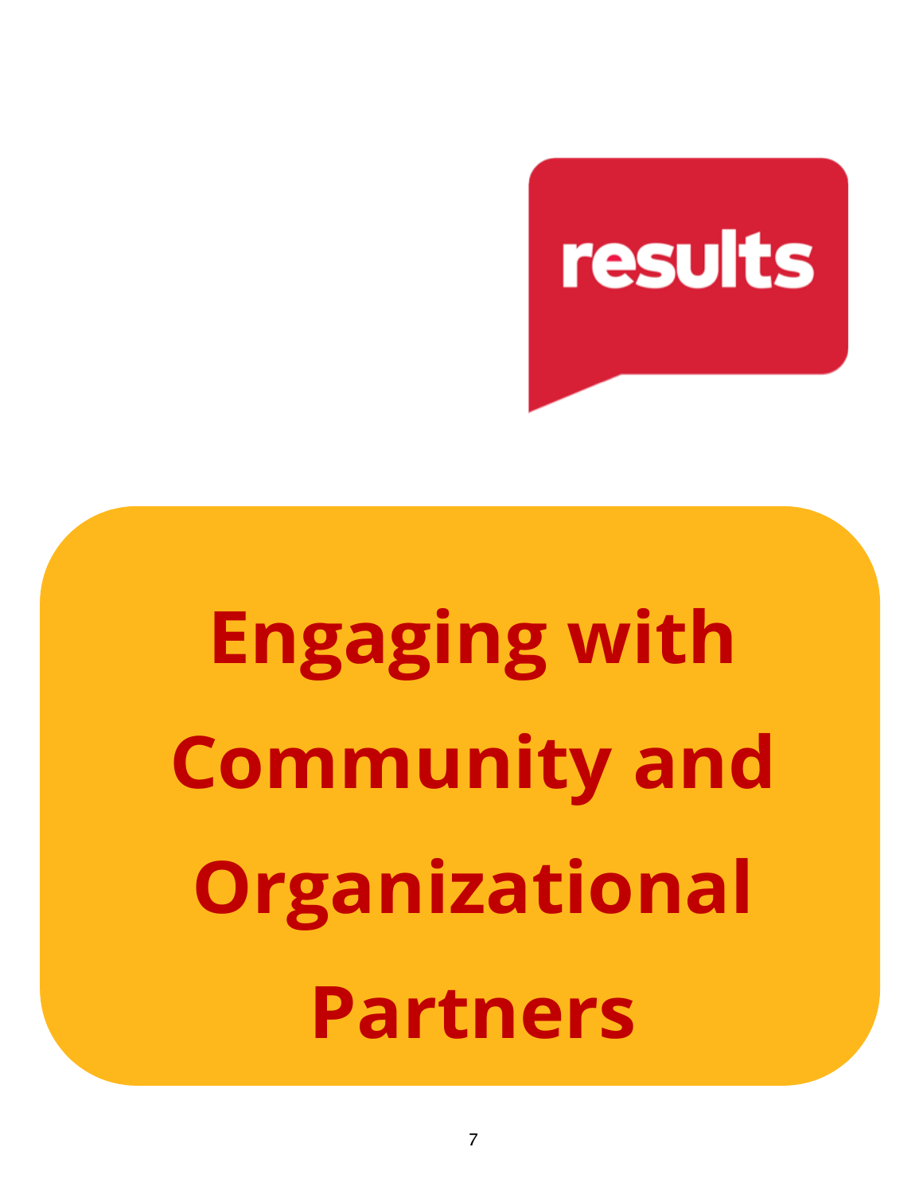results

# Engaging with Community and Organizational Partners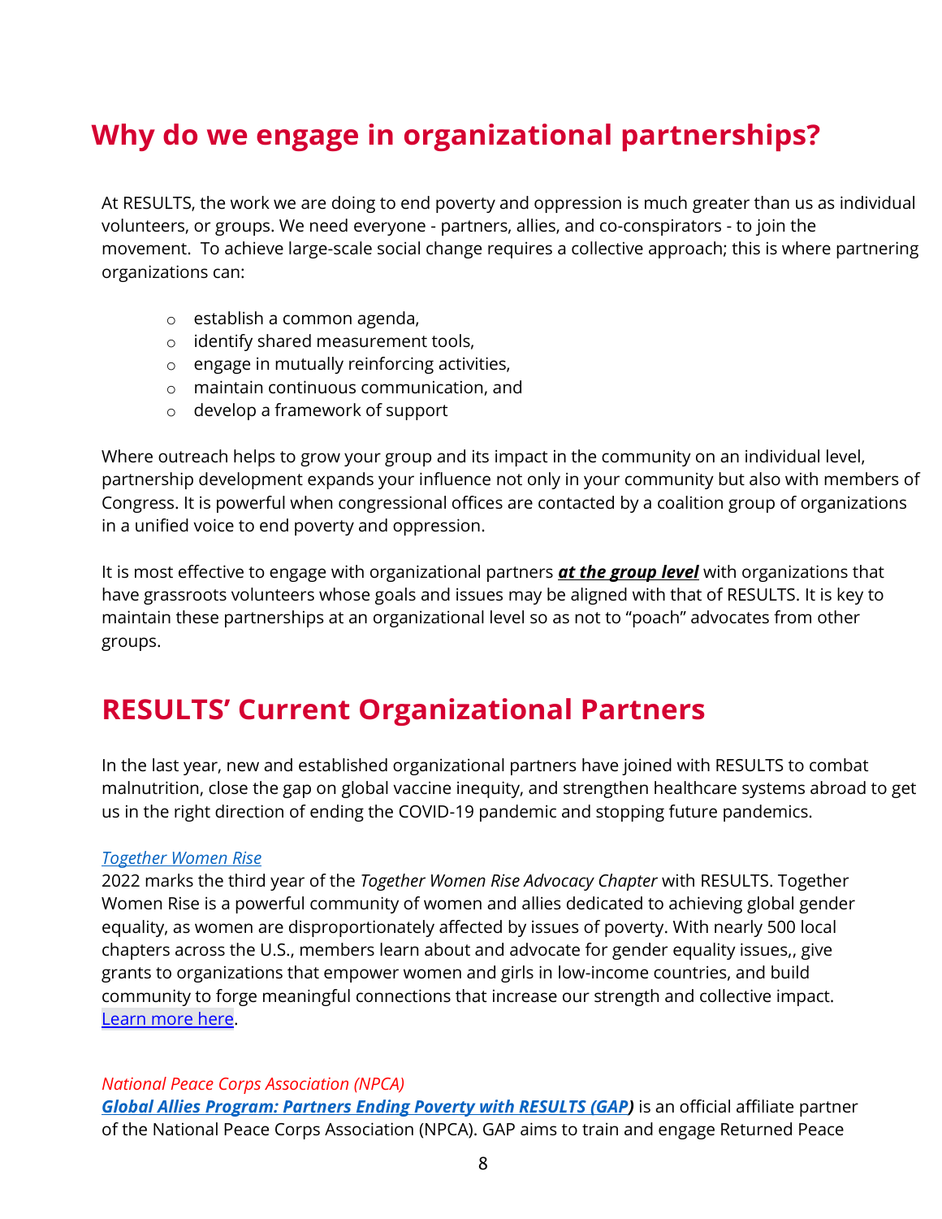## Why do we engage in organizational partnerships?

At RESULTS, the work we are doing to end poverty and oppression is much greater than us as individual volunteers, or groups. We need everyone - partners, allies, and co-conspirators - to join the movement. To achieve large-scale social change requires a collective approach; this is where partnering organizations can:

- establish a common agenda,
- identify shared measurement tools,
- engage in mutually reinforcing activities,
- maintain continuous communication, and
- develop a framework of support

Where outreach helps to grow your group and its impact in the community on an individual level, partnership development expands your influence not only in your community but also with members of Congress. It is powerful when congressional offices are contacted by a coalition group of organizations in a unified voice to end poverty and oppression.

It is most effective to engage with organizational partners ***at the group level*** with organizations that have grassroots volunteers whose goals and issues may be aligned with that of RESULTS. It is key to maintain these partnerships at an organizational level so as not to "poach" advocates from other groups.

## RESULTS' Current Organizational Partners

In the last year, new and established organizational partners have joined with RESULTS to combat malnutrition, close the gap on global vaccine inequity, and strengthen healthcare systems abroad to get us in the right direction of ending the COVID-19 pandemic and stopping future pandemics.

*Together Women Rise*
2022 marks the third year of the *Together Women Rise Advocacy Chapter* with RESULTS. Together Women Rise is a powerful community of women and allies dedicated to achieving global gender equality, as women are disproportionately affected by issues of poverty. With nearly 500 local chapters across the U.S., members learn about and advocate for gender equality issues,, give grants to organizations that empower women and girls in low-income countries, and build community to forge meaningful connections that increase our strength and collective impact. Learn more here.

*National Peace Corps Association (NPCA)*
***Global Allies Program: Partners Ending Poverty with RESULTS (GAP)*** is an official affiliate partner of the National Peace Corps Association (NPCA). GAP aims to train and engage Returned Peace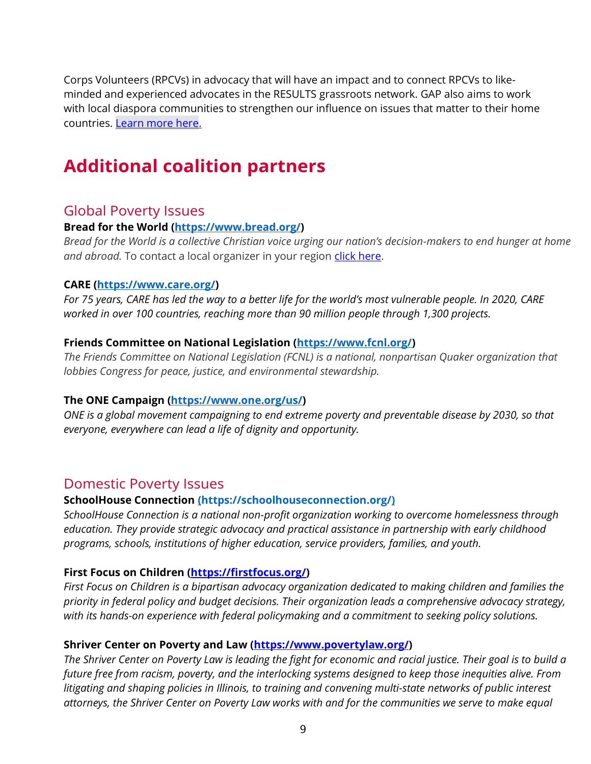Corps Volunteers (RPCVs) in advocacy that will have an impact and to connect RPCVs to like-minded and experienced advocates in the RESULTS grassroots network. GAP also aims to work with local diaspora communities to strengthen our influence on issues that matter to their home countries. [Learn more here.]

# Additional coalition partners

## Global Poverty Issues

**Bread for the World (https://www.bread.org/)**
*Bread for the World is a collective Christian voice urging our nation's decision-makers to end hunger at home and abroad.* To contact a local organizer in your region [click here].

**CARE (https://www.care.org/)**
*For 75 years, CARE has led the way to a better life for the world's most vulnerable people. In 2020, CARE worked in over 100 countries, reaching more than 90 million people through 1,300 projects.*

**Friends Committee on National Legislation (https://www.fcnl.org/)**
*The Friends Committee on National Legislation (FCNL) is a national, nonpartisan Quaker organization that lobbies Congress for peace, justice, and environmental stewardship.*

**The ONE Campaign (https://www.one.org/us/)**
*ONE is a global movement campaigning to end extreme poverty and preventable disease by 2030, so that everyone, everywhere can lead a life of dignity and opportunity.*

## Domestic Poverty Issues

**SchoolHouse Connection (https://schoolhouseconnection.org/)**
*SchoolHouse Connection is a national non-profit organization working to overcome homelessness through education. They provide strategic advocacy and practical assistance in partnership with early childhood programs, schools, institutions of higher education, service providers, families, and youth.*

**First Focus on Children (https://firstfocus.org/)**
*First Focus on Children is a bipartisan advocacy organization dedicated to making children and families the priority in federal policy and budget decisions. Their organization leads a comprehensive advocacy strategy, with its hands-on experience with federal policymaking and a commitment to seeking policy solutions.*

**Shriver Center on Poverty and Law (https://www.povertylaw.org/)**
*The Shriver Center on Poverty Law is leading the fight for economic and racial justice. Their goal is to build a future free from racism, poverty, and the interlocking systems designed to keep those inequities alive. From litigating and shaping policies in Illinois, to training and convening multi-state networks of public interest attorneys, the Shriver Center on Poverty Law works with and for the communities we serve to make equal*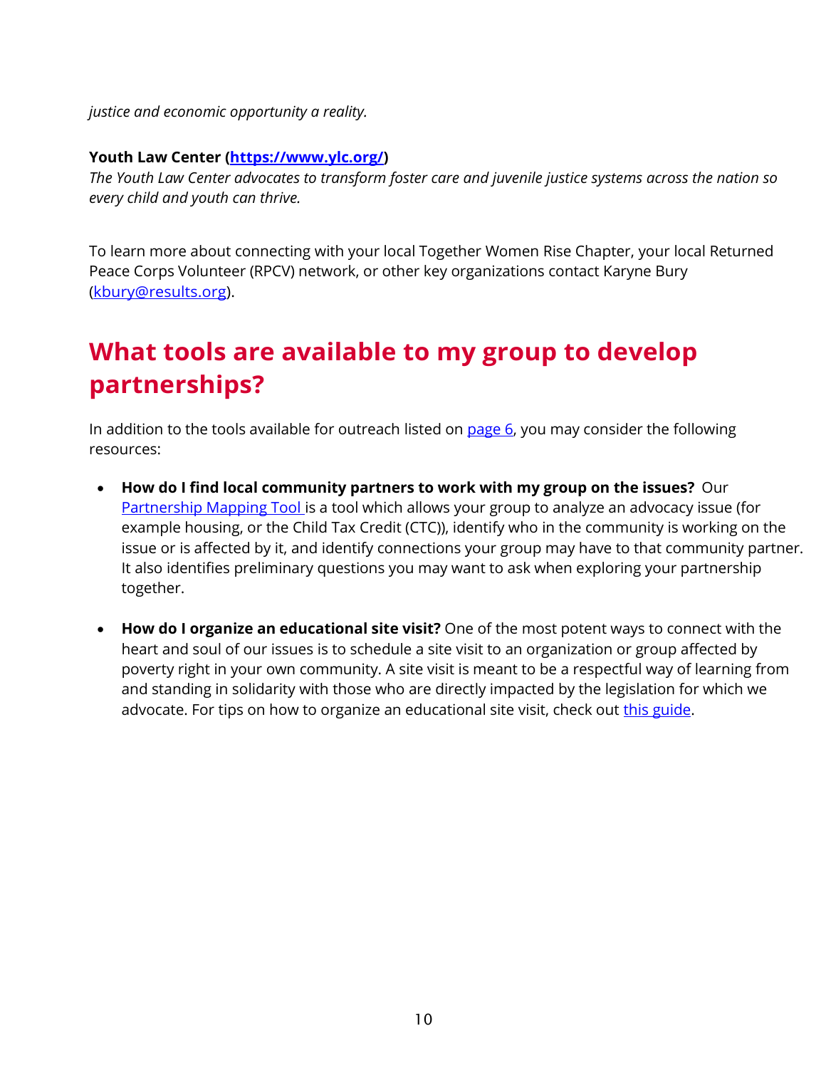*justice and economic opportunity a reality.*

**Youth Law Center ([https://www.ylc.org/](https://www.ylc.org/))**
*The Youth Law Center advocates to transform foster care and juvenile justice systems across the nation so every child and youth can thrive.*

To learn more about connecting with your local Together Women Rise Chapter, your local Returned Peace Corps Volunteer (RPCV) network, or other key organizations contact Karyne Bury (kbury@results.org).

## What tools are available to my group to develop partnerships?

In addition to the tools available for outreach listed on page 6, you may consider the following resources:

- **How do I find local community partners to work with my group on the issues?** Our Partnership Mapping Tool is a tool which allows your group to analyze an advocacy issue (for example housing, or the Child Tax Credit (CTC)), identify who in the community is working on the issue or is affected by it, and identify connections your group may have to that community partner. It also identifies preliminary questions you may want to ask when exploring your partnership together.

- **How do I organize an educational site visit?** One of the most potent ways to connect with the heart and soul of our issues is to schedule a site visit to an organization or group affected by poverty right in your own community. A site visit is meant to be a respectful way of learning from and standing in solidarity with those who are directly impacted by the legislation for which we advocate. For tips on how to organize an educational site visit, check out this guide.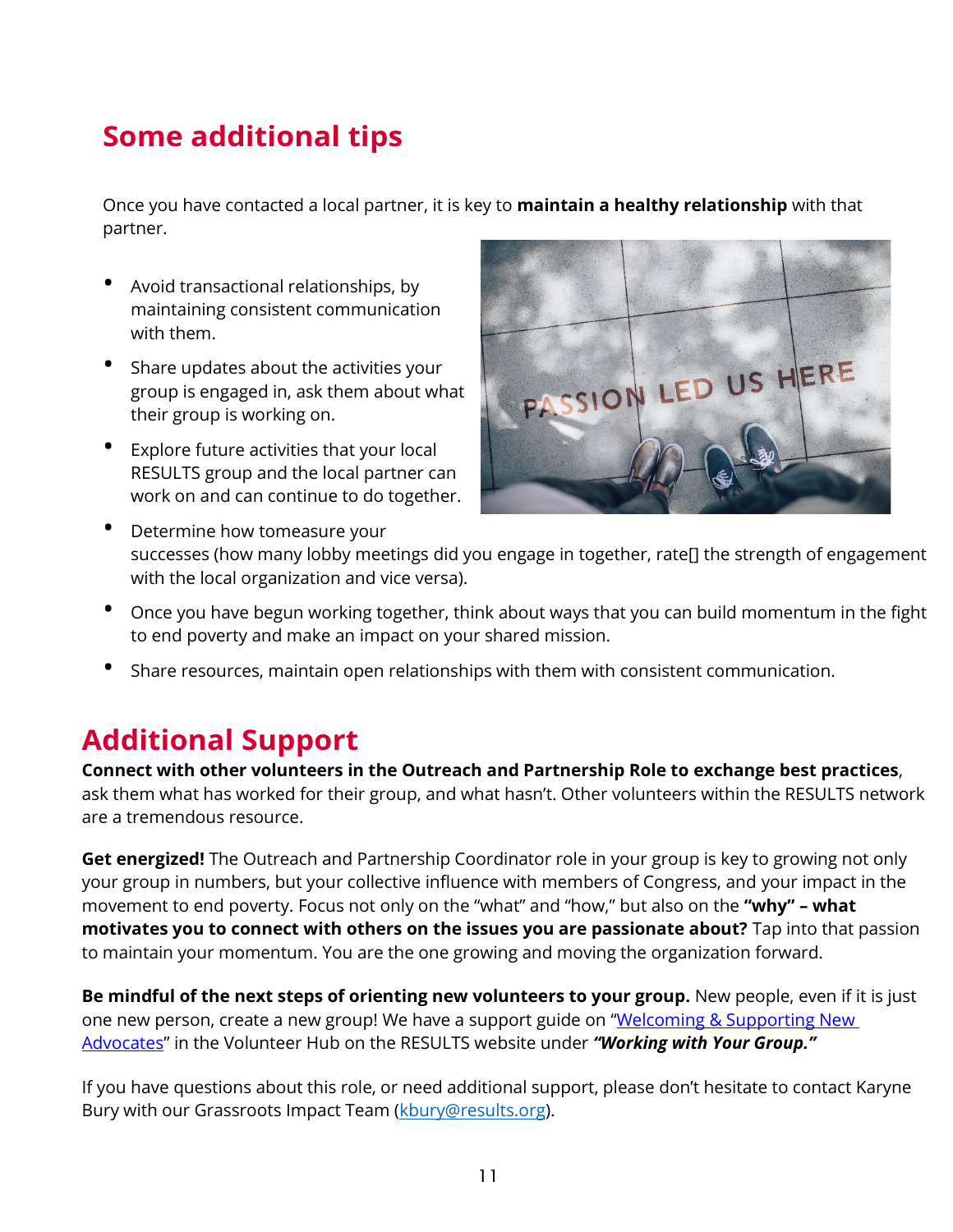## Some additional tips

Once you have contacted a local partner, it is key to **maintain a healthy relationship** with that partner.

- Avoid transactional relationships, by maintaining consistent communication with them.
- Share updates about the activities your group is engaged in, ask them about what their group is working on.
- Explore future activities that your local RESULTS group and the local partner can work on and can continue to do together.
- Determine how tomeasure your successes (how many lobby meetings did you engage in together, rate[] the strength of engagement with the local organization and vice versa).
- Once you have begun working together, think about ways that you can build momentum in the fight to end poverty and make an impact on your shared mission.
- Share resources, maintain open relationships with them with consistent communication.

## Additional Support

**Connect with other volunteers in the Outreach and Partnership Role to exchange best practices**, ask them what has worked for their group, and what hasn't. Other volunteers within the RESULTS network are a tremendous resource.

**Get energized!** The Outreach and Partnership Coordinator role in your group is key to growing not only your group in numbers, but your collective influence with members of Congress, and your impact in the movement to end poverty. Focus not only on the "what" and "how," but also on the **"why" – what motivates you to connect with others on the issues you are passionate about?** Tap into that passion to maintain your momentum. You are the one growing and moving the organization forward.

**Be mindful of the next steps of orienting new volunteers to your group.** New people, even if it is just one new person, create a new group! We have a support guide on "Welcoming & Supporting New Advocates" in the Volunteer Hub on the RESULTS website under ***"Working with Your Group."***

If you have questions about this role, or need additional support, please don't hesitate to contact Karyne Bury with our Grassroots Impact Team (kbury@results.org).